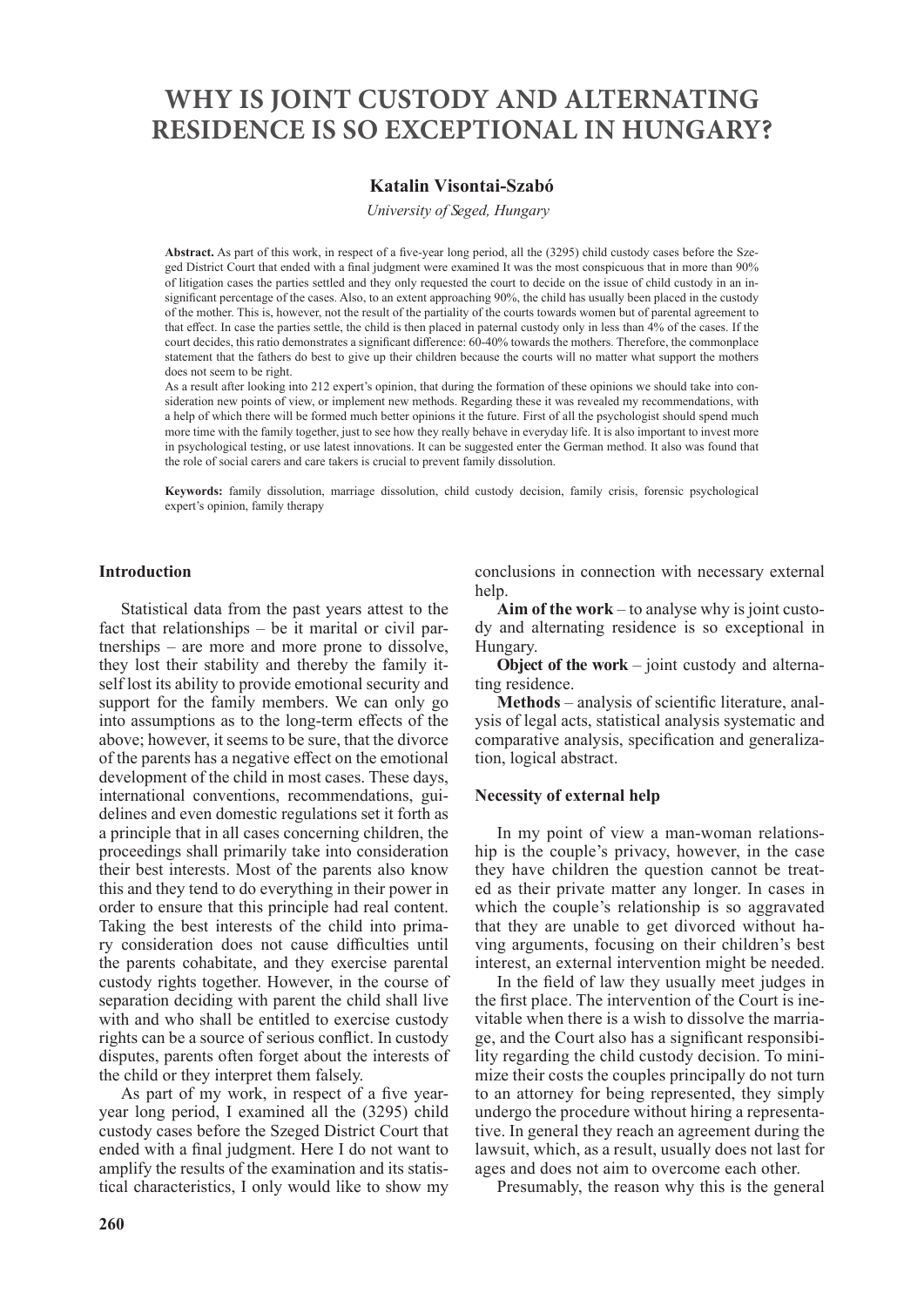# WHY IS JOINT CUSTODY AND ALTERNATING RESIDENCE IS SO EXCEPTIONAL IN HUNGARY?

**Katalin Visontai-Szabó**

*University of Szeged, Hungary*

**Abstract.** As part of this work, in respect of a five-year long period, all the (3295) child custody cases before the Szeged District Court that ended with a final judgment were examined It was the most conspicuous that in more than 90% of litigation cases the parties settled and they only requested the court to decide on the issue of child custody in an insignificant percentage of the cases. Also, to an extent approaching 90%, the child has usually been placed in the custody of the mother. This is, however, not the result of the partiality of the courts towards women but of parental agreement to that effect. In case the parties settle, the child is then placed in paternal custody only in less than 4% of the cases. If the court decides, this ratio demonstrates a significant difference: 60-40% towards the mothers. Therefore, the commonplace statement that the fathers do best to give up their children because the courts will no matter what support the mothers does not seem to be right.

As a result after looking into 212 expert's opinion, that during the formation of these opinions we should take into consideration new points of view, or implement new methods. Regarding these it was revealed my recommendations, with a help of which there will be formed much better opinions it the future. First of all the psychologist should spend much more time with the family together, just to see how they really behave in everyday life. It is also important to invest more in psychological testing, or use latest innovations. It can be suggested enter the German method. It also was found that the role of social carers and care takers is crucial to prevent family dissolution.

**Keywords:** family dissolution, marriage dissolution, child custody decision, family crisis, forensic psychological expert's opinion, family therapy

## Introduction

Statistical data from the past years attest to the fact that relationships – be it marital or civil partnerships – are more and more prone to dissolve, they lost their stability and thereby the family itself lost its ability to provide emotional security and support for the family members. We can only go into assumptions as to the long-term effects of the above; however, it seems to be sure, that the divorce of the parents has a negative effect on the emotional development of the child in most cases. These days, international conventions, recommendations, guidelines and even domestic regulations set it forth as a principle that in all cases concerning children, the proceedings shall primarily take into consideration their best interests. Most of the parents also know this and they tend to do everything in their power in order to ensure that this principle had real content. Taking the best interests of the child into primary consideration does not cause difficulties until the parents cohabitate, and they exercise parental custody rights together. However, in the course of separation deciding with parent the child shall live with and who shall be entitled to exercise custody rights can be a source of serious conflict. In custody disputes, parents often forget about the interests of the child or they interpret them falsely.

As part of my work, in respect of a five year-year long period, I examined all the (3295) child custody cases before the Szeged District Court that ended with a final judgment. Here I do not want to amplify the results of the examination and its statistical characteristics, I only would like to show my conclusions in connection with necessary external help.

**Aim of the work** – to analyse why is joint custody and alternating residence is so exceptional in Hungary.

**Object of the work** – joint custody and alternating residence.

**Methods** – analysis of scientific literature, analysis of legal acts, statistical analysis systematic and comparative analysis, specification and generalization, logical abstract.

## Necessity of external help

In my point of view a man-woman relationship is the couple's privacy, however, in the case they have children the question cannot be treated as their private matter any longer. In cases in which the couple's relationship is so aggravated that they are unable to get divorced without having arguments, focusing on their children's best interest, an external intervention might be needed.

In the field of law they usually meet judges in the first place. The intervention of the Court is inevitable when there is a wish to dissolve the marriage, and the Court also has a significant responsibility regarding the child custody decision. To minimize their costs the couples principally do not turn to an attorney for being represented, they simply undergo the procedure without hiring a representative. In general they reach an agreement during the lawsuit, which, as a result, usually does not last for ages and does not aim to overcome each other.

Presumably, the reason why this is the general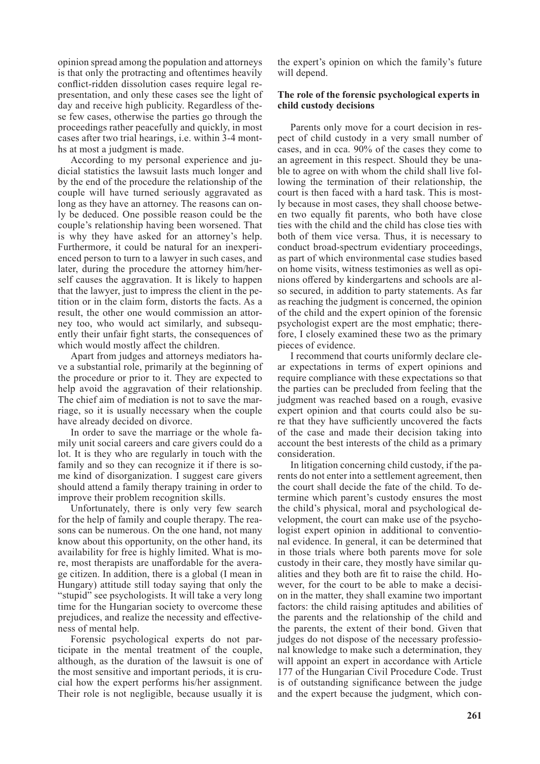opinion spread among the population and attorneys is that only the protracting and oftentimes heavily conflict-ridden dissolution cases require legal representation, and only these cases see the light of day and receive high publicity. Regardless of these few cases, otherwise the parties go through the proceedings rather peacefully and quickly, in most cases after two trial hearings, i.e. within 3-4 months at most a judgment is made.

According to my personal experience and judicial statistics the lawsuit lasts much longer and by the end of the procedure the relationship of the couple will have turned seriously aggravated as long as they have an attorney. The reasons can only be deduced. One possible reason could be the couple's relationship having been worsened. That is why they have asked for an attorney's help. Furthermore, it could be natural for an inexperienced person to turn to a lawyer in such cases, and later, during the procedure the attorney him/herself causes the aggravation. It is likely to happen that the lawyer, just to impress the client in the petition or in the claim form, distorts the facts. As a result, the other one would commission an attorney too, who would act similarly, and subsequently their unfair fight starts, the consequences of which would mostly affect the children.

Apart from judges and attorneys mediators have a substantial role, primarily at the beginning of the procedure or prior to it. They are expected to help avoid the aggravation of their relationship. The chief aim of mediation is not to save the marriage, so it is usually necessary when the couple have already decided on divorce.

In order to save the marriage or the whole family unit social careers and care givers could do a lot. It is they who are regularly in touch with the family and so they can recognize it if there is some kind of disorganization. I suggest care givers should attend a family therapy training in order to improve their problem recognition skills.

Unfortunately, there is only very few search for the help of family and couple therapy. The reasons can be numerous. On the one hand, not many know about this opportunity, on the other hand, its availability for free is highly limited. What is more, most therapists are unaffordable for the average citizen. In addition, there is a global (I mean in Hungary) attitude still today saying that only the "stupid" see psychologists. It will take a very long time for the Hungarian society to overcome these prejudices, and realize the necessity and effectiveness of mental help.

Forensic psychological experts do not participate in the mental treatment of the couple, although, as the duration of the lawsuit is one of the most sensitive and important periods, it is crucial how the expert performs his/her assignment. Their role is not negligible, because usually it is the expert's opinion on which the family's future will depend.

**The role of the forensic psychological experts in child custody decisions**

Parents only move for a court decision in respect of child custody in a very small number of cases, and in cca. 90% of the cases they come to an agreement in this respect. Should they be unable to agree on with whom the child shall live following the termination of their relationship, the court is then faced with a hard task. This is mostly because in most cases, they shall choose between two equally fit parents, who both have close ties with the child and the child has close ties with both of them vice versa. Thus, it is necessary to conduct broad-spectrum evidentiary proceedings, as part of which environmental case studies based on home visits, witness testimonies as well as opinions offered by kindergartens and schools are also secured, in addition to party statements. As far as reaching the judgment is concerned, the opinion of the child and the expert opinion of the forensic psychologist expert are the most emphatic; therefore, I closely examined these two as the primary pieces of evidence.

I recommend that courts uniformly declare clear expectations in terms of expert opinions and require compliance with these expectations so that the parties can be precluded from feeling that the judgment was reached based on a rough, evasive expert opinion and that courts could also be sure that they have sufficiently uncovered the facts of the case and made their decision taking into account the best interests of the child as a primary consideration.

In litigation concerning child custody, if the parents do not enter into a settlement agreement, then the court shall decide the fate of the child. To determine which parent's custody ensures the most the child's physical, moral and psychological development, the court can make use of the psychologist expert opinion in additional to conventional evidence. In general, it can be determined that in those trials where both parents move for sole custody in their care, they mostly have similar qualities and they both are fit to raise the child. However, for the court to be able to make a decision in the matter, they shall examine two important factors: the child raising aptitudes and abilities of the parents and the relationship of the child and the parents, the extent of their bond. Given that judges do not dispose of the necessary professional knowledge to make such a determination, they will appoint an expert in accordance with Article 177 of the Hungarian Civil Procedure Code. Trust is of outstanding significance between the judge and the expert because the judgment, which con-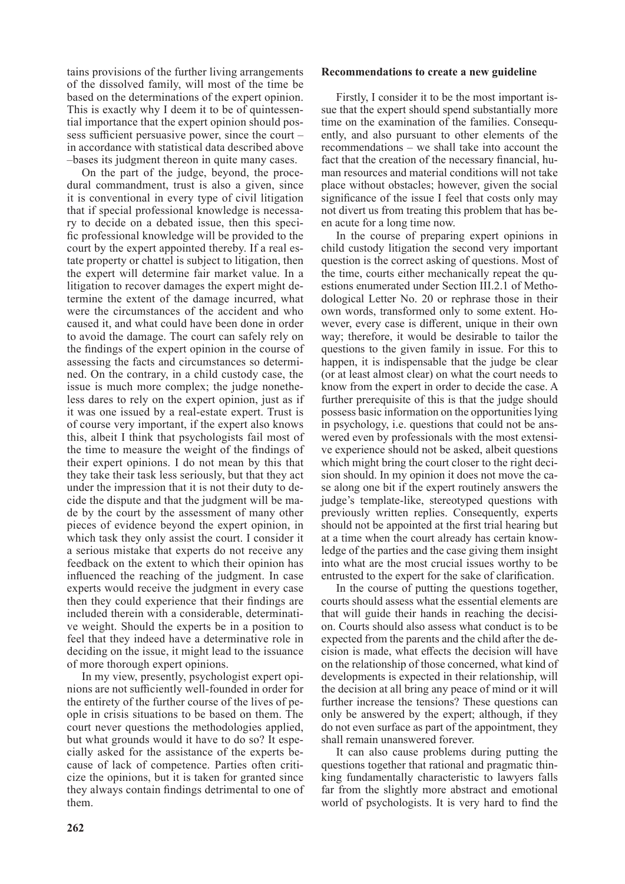tains provisions of the further living arrangements of the dissolved family, will most of the time be based on the determinations of the expert opinion. This is exactly why I deem it to be of quintessential importance that the expert opinion should possess sufficient persuasive power, since the court – in accordance with statistical data described above –bases its judgment thereon in quite many cases.

On the part of the judge, beyond, the procedural commandment, trust is also a given, since it is conventional in every type of civil litigation that if special professional knowledge is necessary to decide on a debated issue, then this specific professional knowledge will be provided to the court by the expert appointed thereby. If a real estate property or chattel is subject to litigation, then the expert will determine fair market value. In a litigation to recover damages the expert might determine the extent of the damage incurred, what were the circumstances of the accident and who caused it, and what could have been done in order to avoid the damage. The court can safely rely on the findings of the expert opinion in the course of assessing the facts and circumstances so determined. On the contrary, in a child custody case, the issue is much more complex; the judge nonetheless dares to rely on the expert opinion, just as if it was one issued by a real-estate expert. Trust is of course very important, if the expert also knows this, albeit I think that psychologists fail most of the time to measure the weight of the findings of their expert opinions. I do not mean by this that they take their task less seriously, but that they act under the impression that it is not their duty to decide the dispute and that the judgment will be made by the court by the assessment of many other pieces of evidence beyond the expert opinion, in which task they only assist the court. I consider it a serious mistake that experts do not receive any feedback on the extent to which their opinion has influenced the reaching of the judgment. In case experts would receive the judgment in every case then they could experience that their findings are included therein with a considerable, determinative weight. Should the experts be in a position to feel that they indeed have a determinative role in deciding on the issue, it might lead to the issuance of more thorough expert opinions.

In my view, presently, psychologist expert opinions are not sufficiently well-founded in order for the entirety of the further course of the lives of people in crisis situations to be based on them. The court never questions the methodologies applied, but what grounds would it have to do so? It especially asked for the assistance of the experts because of lack of competence. Parties often criticize the opinions, but it is taken for granted since they always contain findings detrimental to one of them.

**Recommendations to create a new guideline**

Firstly, I consider it to be the most important issue that the expert should spend substantially more time on the examination of the families. Consequently, and also pursuant to other elements of the recommendations – we shall take into account the fact that the creation of the necessary financial, human resources and material conditions will not take place without obstacles; however, given the social significance of the issue I feel that costs only may not divert us from treating this problem that has been acute for a long time now.

In the course of preparing expert opinions in child custody litigation the second very important question is the correct asking of questions. Most of the time, courts either mechanically repeat the questions enumerated under Section III.2.1 of Methodological Letter No. 20 or rephrase those in their own words, transformed only to some extent. However, every case is different, unique in their own way; therefore, it would be desirable to tailor the questions to the given family in issue. For this to happen, it is indispensable that the judge be clear (or at least almost clear) on what the court needs to know from the expert in order to decide the case. A further prerequisite of this is that the judge should possess basic information on the opportunities lying in psychology, i.e. questions that could not be answered even by professionals with the most extensive experience should not be asked, albeit questions which might bring the court closer to the right decision should. In my opinion it does not move the case along one bit if the expert routinely answers the judge's template-like, stereotyped questions with previously written replies. Consequently, experts should not be appointed at the first trial hearing but at a time when the court already has certain knowledge of the parties and the case giving them insight into what are the most crucial issues worthy to be entrusted to the expert for the sake of clarification.

In the course of putting the questions together, courts should assess what the essential elements are that will guide their hands in reaching the decision. Courts should also assess what conduct is to be expected from the parents and the child after the decision is made, what effects the decision will have on the relationship of those concerned, what kind of developments is expected in their relationship, will the decision at all bring any peace of mind or it will further increase the tensions? These questions can only be answered by the expert; although, if they do not even surface as part of the appointment, they shall remain unanswered forever.

It can also cause problems during putting the questions together that rational and pragmatic thinking fundamentally characteristic to lawyers falls far from the slightly more abstract and emotional world of psychologists. It is very hard to find the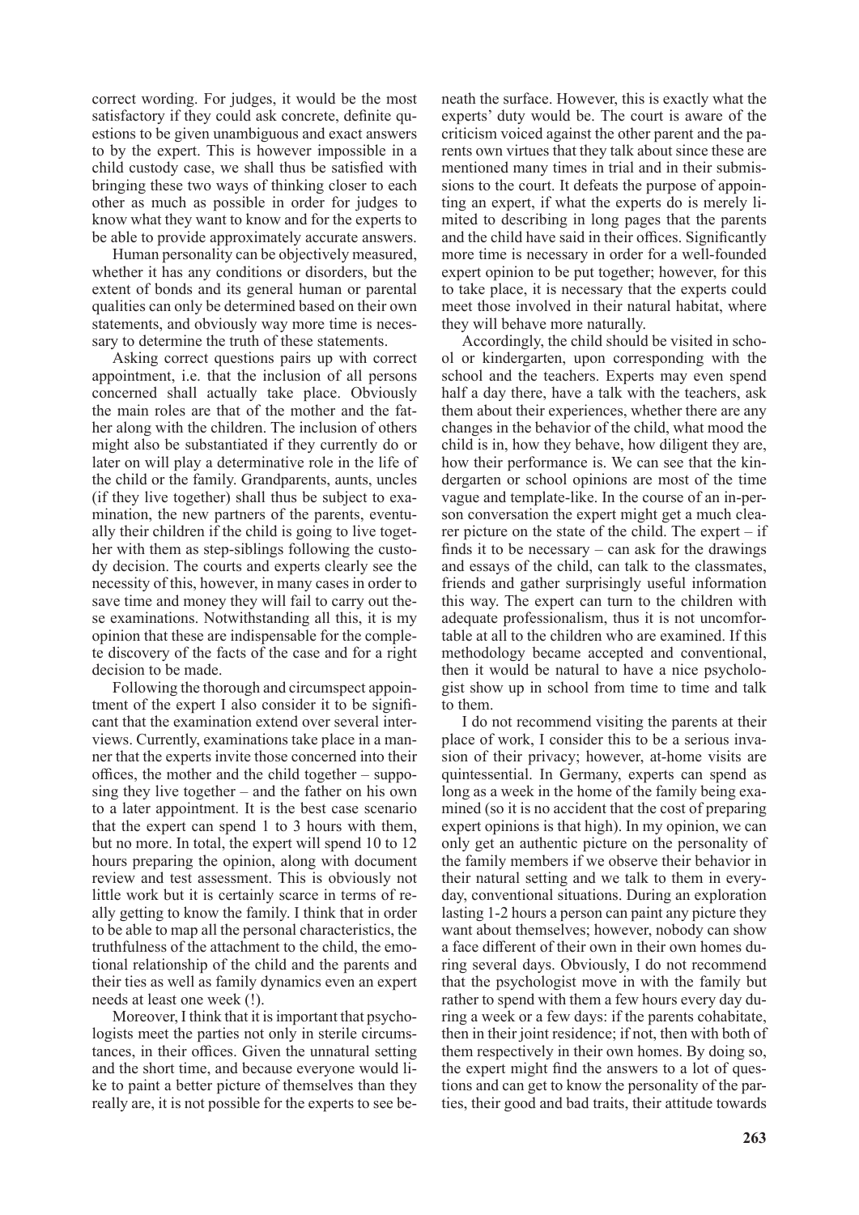correct wording. For judges, it would be the most satisfactory if they could ask concrete, definite questions to be given unambiguous and exact answers to by the expert. This is however impossible in a child custody case, we shall thus be satisfied with bringing these two ways of thinking closer to each other as much as possible in order for judges to know what they want to know and for the experts to be able to provide approximately accurate answers.

Human personality can be objectively measured, whether it has any conditions or disorders, but the extent of bonds and its general human or parental qualities can only be determined based on their own statements, and obviously way more time is necessary to determine the truth of these statements.

Asking correct questions pairs up with correct appointment, i.e. that the inclusion of all persons concerned shall actually take place. Obviously the main roles are that of the mother and the father along with the children. The inclusion of others might also be substantiated if they currently do or later on will play a determinative role in the life of the child or the family. Grandparents, aunts, uncles (if they live together) shall thus be subject to examination, the new partners of the parents, eventually their children if the child is going to live together with them as step-siblings following the custody decision. The courts and experts clearly see the necessity of this, however, in many cases in order to save time and money they will fail to carry out these examinations. Notwithstanding all this, it is my opinion that these are indispensable for the complete discovery of the facts of the case and for a right decision to be made.

Following the thorough and circumspect appointment of the expert I also consider it to be significant that the examination extend over several interviews. Currently, examinations take place in a manner that the experts invite those concerned into their offices, the mother and the child together – supposing they live together – and the father on his own to a later appointment. It is the best case scenario that the expert can spend 1 to 3 hours with them, but no more. In total, the expert will spend 10 to 12 hours preparing the opinion, along with document review and test assessment. This is obviously not little work but it is certainly scarce in terms of really getting to know the family. I think that in order to be able to map all the personal characteristics, the truthfulness of the attachment to the child, the emotional relationship of the child and the parents and their ties as well as family dynamics even an expert needs at least one week (!).

Moreover, I think that it is important that psychologists meet the parties not only in sterile circumstances, in their offices. Given the unnatural setting and the short time, and because everyone would like to paint a better picture of themselves than they really are, it is not possible for the experts to see beneath the surface. However, this is exactly what the experts' duty would be. The court is aware of the criticism voiced against the other parent and the parents own virtues that they talk about since these are mentioned many times in trial and in their submissions to the court. It defeats the purpose of appointing an expert, if what the experts do is merely limited to describing in long pages that the parents and the child have said in their offices. Significantly more time is necessary in order for a well-founded expert opinion to be put together; however, for this to take place, it is necessary that the experts could meet those involved in their natural habitat, where they will behave more naturally.

Accordingly, the child should be visited in school or kindergarten, upon corresponding with the school and the teachers. Experts may even spend half a day there, have a talk with the teachers, ask them about their experiences, whether there are any changes in the behavior of the child, what mood the child is in, how they behave, how diligent they are, how their performance is. We can see that the kindergarten or school opinions are most of the time vague and template-like. In the course of an in-person conversation the expert might get a much clearer picture on the state of the child. The expert – if finds it to be necessary – can ask for the drawings and essays of the child, can talk to the classmates, friends and gather surprisingly useful information this way. The expert can turn to the children with adequate professionalism, thus it is not uncomfortable at all to the children who are examined. If this methodology became accepted and conventional, then it would be natural to have a nice psychologist show up in school from time to time and talk to them.

I do not recommend visiting the parents at their place of work, I consider this to be a serious invasion of their privacy; however, at-home visits are quintessential. In Germany, experts can spend as long as a week in the home of the family being examined (so it is no accident that the cost of preparing expert opinions is that high). In my opinion, we can only get an authentic picture on the personality of the family members if we observe their behavior in their natural setting and we talk to them in everyday, conventional situations. During an exploration lasting 1-2 hours a person can paint any picture they want about themselves; however, nobody can show a face different of their own in their own homes during several days. Obviously, I do not recommend that the psychologist move in with the family but rather to spend with them a few hours every day during a week or a few days: if the parents cohabitate, then in their joint residence; if not, then with both of them respectively in their own homes. By doing so, the expert might find the answers to a lot of questions and can get to know the personality of the parties, their good and bad traits, their attitude towards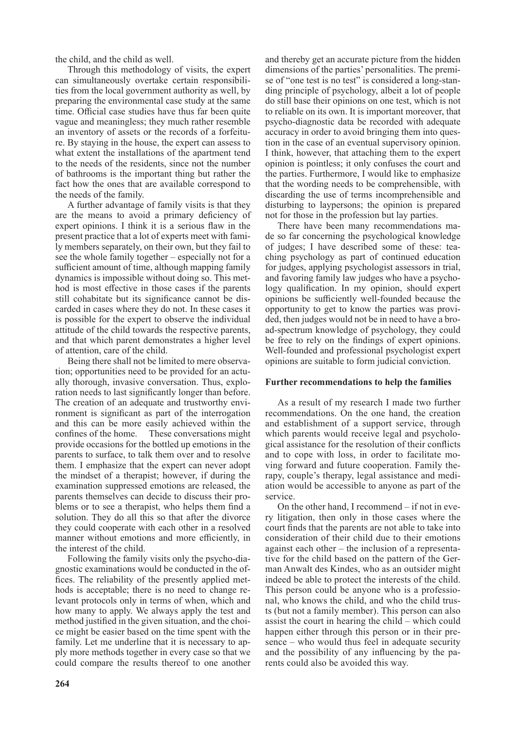the child, and the child as well.

Through this methodology of visits, the expert can simultaneously overtake certain responsibilities from the local government authority as well, by preparing the environmental case study at the same time. Official case studies have thus far been quite vague and meaningless; they much rather resemble an inventory of assets or the records of a forfeiture. By staying in the house, the expert can assess to what extent the installations of the apartment tend to the needs of the residents, since not the number of bathrooms is the important thing but rather the fact how the ones that are available correspond to the needs of the family.

A further advantage of family visits is that they are the means to avoid a primary deficiency of expert opinions. I think it is a serious flaw in the present practice that a lot of experts meet with family members separately, on their own, but they fail to see the whole family together – especially not for a sufficient amount of time, although mapping family dynamics is impossible without doing so. This method is most effective in those cases if the parents still cohabitate but its significance cannot be discarded in cases where they do not. In these cases it is possible for the expert to observe the individual attitude of the child towards the respective parents, and that which parent demonstrates a higher level of attention, care of the child.

Being there shall not be limited to mere observation; opportunities need to be provided for an actually thorough, invasive conversation. Thus, exploration needs to last significantly longer than before. The creation of an adequate and trustworthy environment is significant as part of the interrogation and this can be more easily achieved within the confines of the home. These conversations might provide occasions for the bottled up emotions in the parents to surface, to talk them over and to resolve them. I emphasize that the expert can never adopt the mindset of a therapist; however, if during the examination suppressed emotions are released, the parents themselves can decide to discuss their problems or to see a therapist, who helps them find a solution. They do all this so that after the divorce they could cooperate with each other in a resolved manner without emotions and more efficiently, in the interest of the child.

Following the family visits only the psycho-diagnostic examinations would be conducted in the offices. The reliability of the presently applied methods is acceptable; there is no need to change relevant protocols only in terms of when, which and how many to apply. We always apply the test and method justified in the given situation, and the choice might be easier based on the time spent with the family. Let me underline that it is necessary to apply more methods together in every case so that we could compare the results thereof to one another and thereby get an accurate picture from the hidden dimensions of the parties' personalities. The premise of "one test is no test" is considered a long-standing principle of psychology, albeit a lot of people do still base their opinions on one test, which is not to reliable on its own. It is important moreover, that psycho-diagnostic data be recorded with adequate accuracy in order to avoid bringing them into question in the case of an eventual supervisory opinion. I think, however, that attaching them to the expert opinion is pointless; it only confuses the court and the parties. Furthermore, I would like to emphasize that the wording needs to be comprehensible, with discarding the use of terms incomprehensible and disturbing to laypersons; the opinion is prepared not for those in the profession but lay parties.

There have been many recommendations made so far concerning the psychological knowledge of judges; I have described some of these: teaching psychology as part of continued education for judges, applying psychologist assessors in trial, and favoring family law judges who have a psychology qualification. In my opinion, should expert opinions be sufficiently well-founded because the opportunity to get to know the parties was provided, then judges would not be in need to have a broad-spectrum knowledge of psychology, they could be free to rely on the findings of expert opinions. Well-founded and professional psychologist expert opinions are suitable to form judicial conviction.

**Further recommendations to help the families**

As a result of my research I made two further recommendations. On the one hand, the creation and establishment of a support service, through which parents would receive legal and psychological assistance for the resolution of their conflicts and to cope with loss, in order to facilitate moving forward and future cooperation. Family therapy, couple's therapy, legal assistance and mediation would be accessible to anyone as part of the service.

On the other hand, I recommend – if not in every litigation, then only in those cases where the court finds that the parents are not able to take into consideration of their child due to their emotions against each other – the inclusion of a representative for the child based on the pattern of the German Anwalt des Kindes, who as an outsider might indeed be able to protect the interests of the child. This person could be anyone who is a professional, who knows the child, and who the child trusts (but not a family member). This person can also assist the court in hearing the child – which could happen either through this person or in their presence – who would thus feel in adequate security and the possibility of any influencing by the parents could also be avoided this way.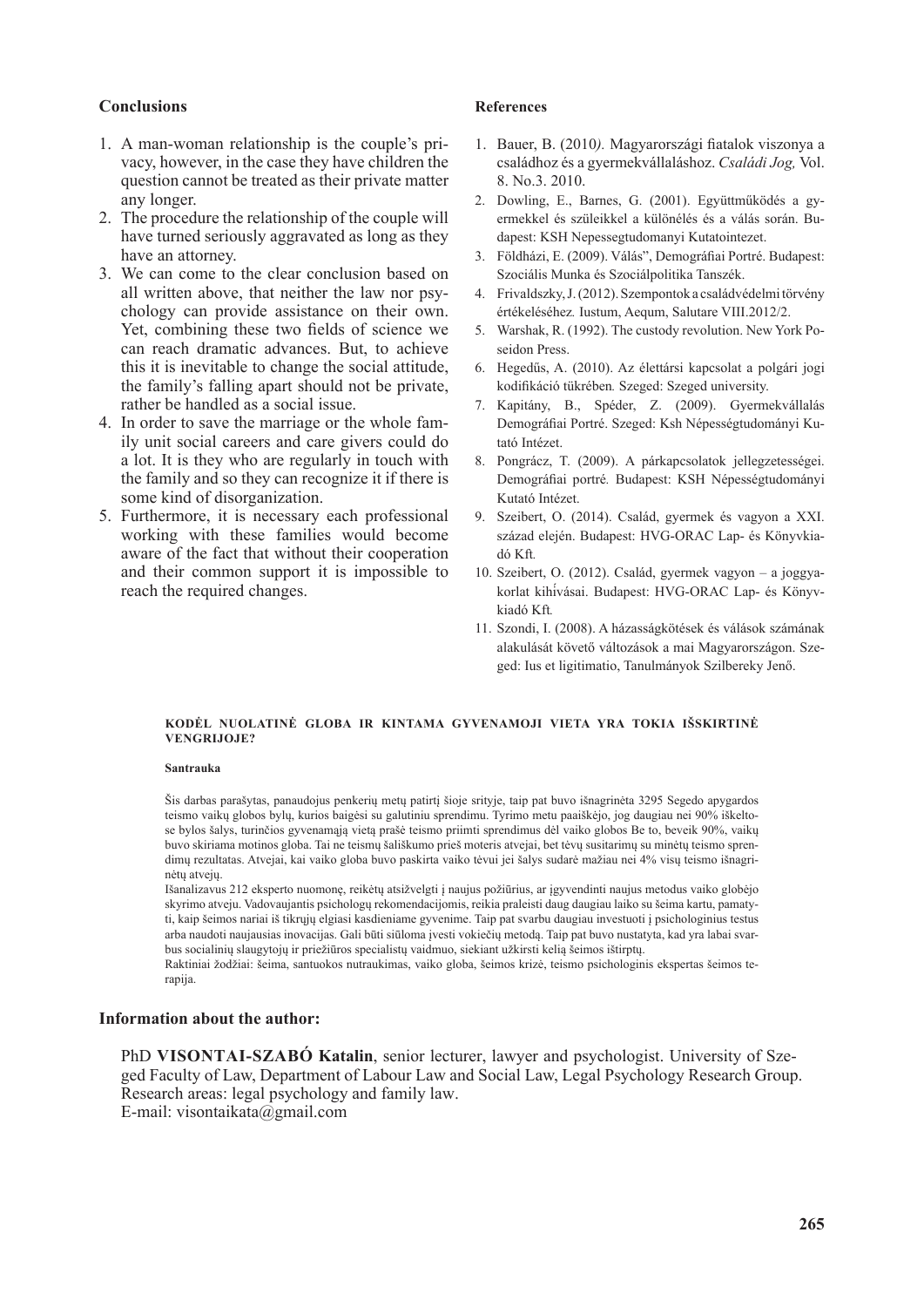## Conclusions

1. A man-woman relationship is the couple's privacy, however, in the case they have children the question cannot be treated as their private matter any longer.
2. The procedure the relationship of the couple will have turned seriously aggravated as long as they have an attorney.
3. We can come to the clear conclusion based on all written above, that neither the law nor psychology can provide assistance on their own. Yet, combining these two fields of science we can reach dramatic advances. But, to achieve this it is inevitable to change the social attitude, the family's falling apart should not be private, rather be handled as a social issue.
4. In order to save the marriage or the whole family unit social careers and care givers could do a lot. It is they who are regularly in touch with the family and so they can recognize it if there is some kind of disorganization.
5. Furthermore, it is necessary each professional working with these families would become aware of the fact that without their cooperation and their common support it is impossible to reach the required changes.

## References

1. Bauer, B. (2010*).* Magyarországi fiatalok viszonya a családhoz és a gyermekvállaláshoz. *Családi Jog,* Vol. 8. No.3. 2010.
2. Dowling, E., Barnes, G. (2001). Együttműködés a gyermekkel és szüleikkel a különélés és a válás során. Budapest: KSH Nepessegtudomanyi Kutatointezet.
3. Földházi, E. (2009). Válás", Demográfiai Portré. Budapest: Szociális Munka és Szociálpolitika Tanszék.
4. Frivaldszky, J. (2012). Szempontok a családvédelmi törvény értékeléséhez*.* Iustum, Aequm, Salutare VIII.2012/2.
5. Warshak, R. (1992). The custody revolution. New York Poseidon Press.
6. Hegedűs, A. (2010). Az élettársi kapcsolat a polgári jogi kodifikáció tükrében*.* Szeged: Szeged university.
7. Kapitány, B., Spéder, Z. (2009). Gyermekvállalás Demográfiai Portré. Szeged: Ksh Népességtudományi Kutató Intézet.
8. Pongrácz, T. (2009). A párkapcsolatok jellegzetességei. Demográfiai portré*.* Budapest: KSH Népességtudományi Kutató Intézet.
9. Szeibert, O. (2014). Család, gyermek és vagyon a XXI. század elején. Budapest: HVG-ORAC Lap- és Könyvkiadó Kft*.*
10. Szeibert, O. (2012). Család, gyermek vagyon – a joggyakorlat kihívásai. Budapest: HVG-ORAC Lap- és Könyvkiadó Kft*.*
11. Szondi, I. (2008). A házasságkötések és válások számának alakulását követő változások a mai Magyarországon. Szeged: Ius et legitimatio, Tanulmányok Szilbereky Jenő.

### KODĖL NUOLATINĖ GLOBA IR KINTAMA GYVENAMOJI VIETA YRA TOKIA IŠSKIRTINĖ VENGRIJOJE?

**Santrauka**

Šis darbas parašytas, panaudojus penkerių metų patirtį šioje srityje, taip pat buvo išnagrinėta 3295 Segedo apygardos teismo vaikų globos bylų, kurios baigėsi su galutiniu sprendimu. Tyrimo metu paaiškėjo, jog daugiau nei 90% iškeltose bylos šalys, turinčios gyvenamąją vietą prašė teismo priimti sprendimus dėl vaiko globos Be to, beveik 90%, vaikų buvo skiriama motinos globa. Tai ne teismų šališkumo prieš moteris atvejai, bet tėvų susitarimų su minėtų teismo sprendimų rezultatas. Atvejai, kai vaiko globa buvo paskirta vaiko tėvui jei šalys sudarė mažiau nei 4% visų teismo išnagrinėtų atvejų.

Išanalizavus 212 eksperto nuomonę, reikėtų atsižvelgti į naujus požiūrius, ar įgyvendinti naujus metodus vaiko globėjo skyrimo atveju. Vadovaujantis psichologų rekomendacijomis, reikia praleisti daug daugiau laiko su šeima kartu, pamatyti, kaip šeimos nariai iš tikrųjų elgiasi kasdieniame gyvenime. Taip pat svarbu daugiau investuoti į psichologinius testus arba naudoti naujausias inovacijas. Gali būti siūloma įvesti vokiečių metodą. Taip pat buvo nustatyta, kad yra labai svarbus socialinių slaugytojų ir priežiūros specialistų vaidmuo, siekiant užkirsti kelią šeimos ištirptų.

Raktiniai žodžiai: šeima, santuokos nutraukimas, vaiko globa, šeimos krizė, teismo psichologinis ekspertas šeimos terapija.

## Information about the author:

PhD **VISONTAI-SZABÓ Katalin**, senior lecturer, lawyer and psychologist. University of Szeged Faculty of Law, Department of Labour Law and Social Law, Legal Psychology Research Group.
Research areas: legal psychology and family law.
E-mail: visontaikata@gmail.com